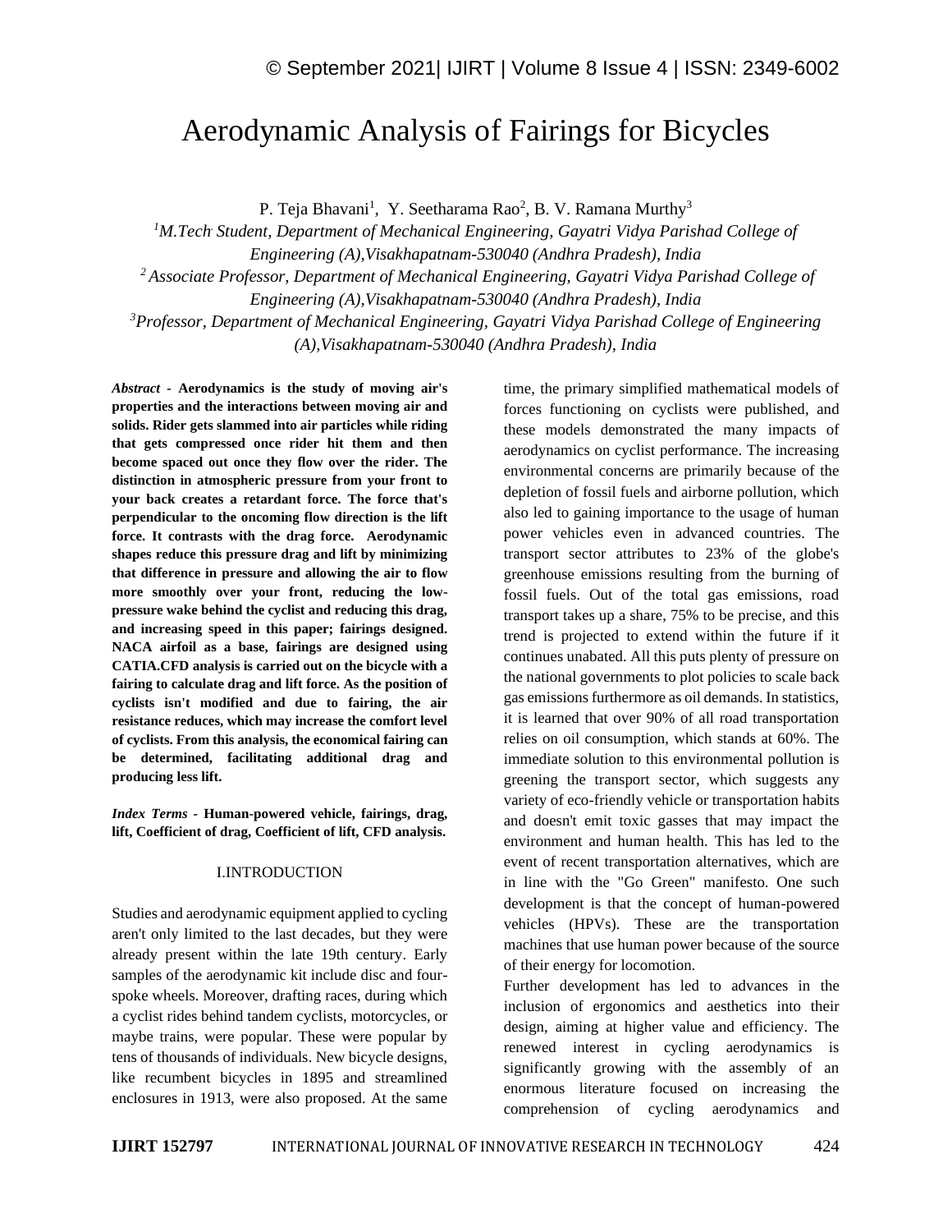// Aerodynamic Analysis of Fairings for Bicycles

P. Teja Bhavani[1], Y. Seetharama Rao[2], B. V. Ramana Murthy[3]

[1]*M.Tech Student, Department of Mechanical Engineering, Gayatri Vidya Parishad College of Engineering (A),Visakhapatnam-530040 (Andhra Pradesh), India*

[2]*Associate Professor, Department of Mechanical Engineering, Gayatri Vidya Parishad College of Engineering (A),Visakhapatnam-530040 (Andhra Pradesh), India*

[3]*Professor, Department of Mechanical Engineering, Gayatri Vidya Parishad College of Engineering (A),Visakhapatnam-530040 (Andhra Pradesh), India*

***Abstract -*** **Aerodynamics is the study of moving air's properties and the interactions between moving air and solids. Rider gets slammed into air particles while riding that gets compressed once rider hit them and then become spaced out once they flow over the rider. The distinction in atmospheric pressure from your front to your back creates a retardant force. The force that's perpendicular to the oncoming flow direction is the lift force. It contrasts with the drag force. Aerodynamic shapes reduce this pressure drag and lift by minimizing that difference in pressure and allowing the air to flow more smoothly over your front, reducing the low-pressure wake behind the cyclist and reducing this drag, and increasing speed in this paper; fairings designed. NACA airfoil as a base, fairings are designed using CATIA.CFD analysis is carried out on the bicycle with a fairing to calculate drag and lift force. As the position of cyclists isn't modified and due to fairing, the air resistance reduces, which may increase the comfort level of cyclists. From this analysis, the economical fairing can be determined, facilitating additional drag and producing less lift.**

***Index Terms -*** **Human-powered vehicle, fairings, drag, lift, Coefficient of drag, Coefficient of lift, CFD analysis.**

## I.INTRODUCTION

Studies and aerodynamic equipment applied to cycling aren't only limited to the last decades, but they were already present within the late 19th century. Early samples of the aerodynamic kit include disc and four-spoke wheels. Moreover, drafting races, during which a cyclist rides behind tandem cyclists, motorcycles, or maybe trains, were popular. These were popular by tens of thousands of individuals. New bicycle designs, like recumbent bicycles in 1895 and streamlined enclosures in 1913, were also proposed. At the same time, the primary simplified mathematical models of forces functioning on cyclists were published, and these models demonstrated the many impacts of aerodynamics on cyclist performance. The increasing environmental concerns are primarily because of the depletion of fossil fuels and airborne pollution, which also led to gaining importance to the usage of human power vehicles even in advanced countries. The transport sector attributes to 23% of the globe's greenhouse emissions resulting from the burning of fossil fuels. Out of the total gas emissions, road transport takes up a share, 75% to be precise, and this trend is projected to extend within the future if it continues unabated. All this puts plenty of pressure on the national governments to plot policies to scale back gas emissions furthermore as oil demands. In statistics, it is learned that over 90% of all road transportation relies on oil consumption, which stands at 60%. The immediate solution to this environmental pollution is greening the transport sector, which suggests any variety of eco-friendly vehicle or transportation habits and doesn't emit toxic gasses that may impact the environment and human health. This has led to the event of recent transportation alternatives, which are in line with the "Go Green" manifesto. One such development is that the concept of human-powered vehicles (HPVs). These are the transportation machines that use human power because of the source of their energy for locomotion.

Further development has led to advances in the inclusion of ergonomics and aesthetics into their design, aiming at higher value and efficiency. The renewed interest in cycling aerodynamics is significantly growing with the assembly of an enormous literature focused on increasing the comprehension of cycling aerodynamics and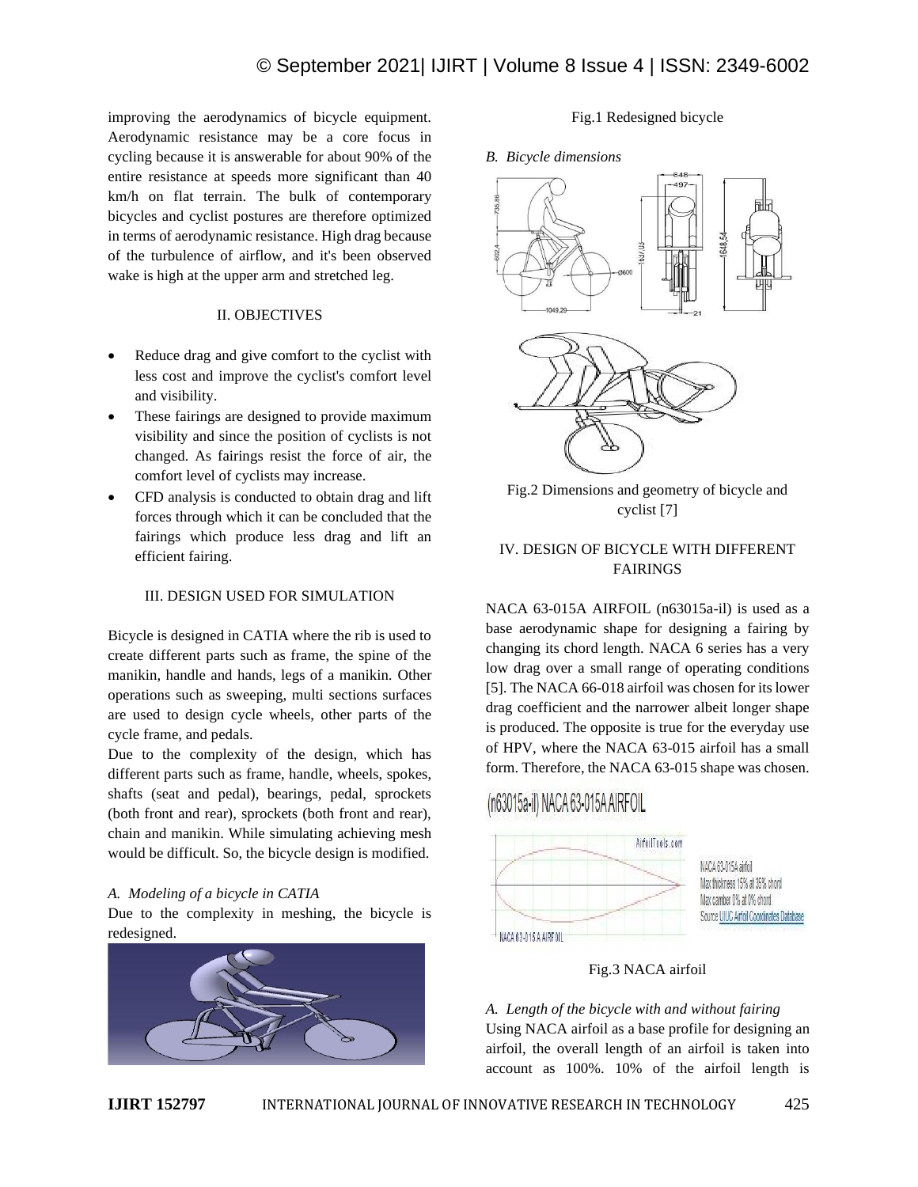improving the aerodynamics of bicycle equipment. Aerodynamic resistance may be a core focus in cycling because it is answerable for about 90% of the entire resistance at speeds more significant than 40 km/h on flat terrain. The bulk of contemporary bicycles and cyclist postures are therefore optimized in terms of aerodynamic resistance. High drag because of the turbulence of airflow, and it's been observed wake is high at the upper arm and stretched leg.

## II. OBJECTIVES

- Reduce drag and give comfort to the cyclist with less cost and improve the cyclist's comfort level and visibility.
- These fairings are designed to provide maximum visibility and since the position of cyclists is not changed. As fairings resist the force of air, the comfort level of cyclists may increase.
- CFD analysis is conducted to obtain drag and lift forces through which it can be concluded that the fairings which produce less drag and lift an efficient fairing.

## III. DESIGN USED FOR SIMULATION

Bicycle is designed in CATIA where the rib is used to create different parts such as frame, the spine of the manikin, handle and hands, legs of a manikin. Other operations such as sweeping, multi sections surfaces are used to design cycle wheels, other parts of the cycle frame, and pedals.

Due to the complexity of the design, which has different parts such as frame, handle, wheels, spokes, shafts (seat and pedal), bearings, pedal, sprockets (both front and rear), sprockets (both front and rear), chain and manikin. While simulating achieving mesh would be difficult. So, the bicycle design is modified.

### *A. Modeling of a bicycle in CATIA*

Due to the complexity in meshing, the bicycle is redesigned.

Fig.1 Redesigned bicycle

### *B. Bicycle dimensions*

Fig.2 Dimensions and geometry of bicycle and cyclist [7]

## IV. DESIGN OF BICYCLE WITH DIFFERENT FAIRINGS

NACA 63-015A AIRFOIL (n63015a-il) is used as a base aerodynamic shape for designing a fairing by changing its chord length. NACA 6 series has a very low drag over a small range of operating conditions [5]. The NACA 66-018 airfoil was chosen for its lower drag coefficient and the narrower albeit longer shape is produced. The opposite is true for the everyday use of HPV, where the NACA 63-015 airfoil has a small form. Therefore, the NACA 63-015 shape was chosen.

Fig.3 NACA airfoil

### *A. Length of the bicycle with and without fairing*

Using NACA airfoil as a base profile for designing an airfoil, the overall length of an airfoil is taken into account as 100%. 10% of the airfoil length is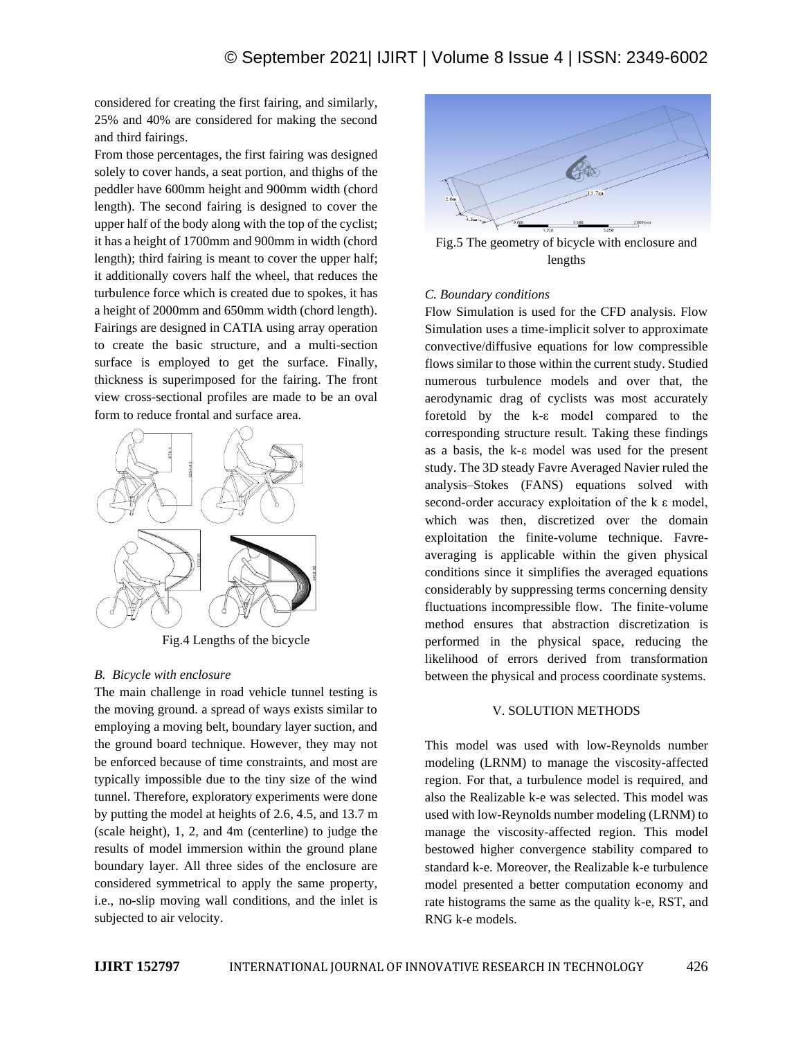considered for creating the first fairing, and similarly, 25% and 40% are considered for making the second and third fairings.

From those percentages, the first fairing was designed solely to cover hands, a seat portion, and thighs of the peddler have 600mm height and 900mm width (chord length). The second fairing is designed to cover the upper half of the body along with the top of the cyclist; it has a height of 1700mm and 900mm in width (chord length); third fairing is meant to cover the upper half; it additionally covers half the wheel, that reduces the turbulence force which is created due to spokes, it has a height of 2000mm and 650mm width (chord length). Fairings are designed in CATIA using array operation to create the basic structure, and a multi-section surface is employed to get the surface. Finally, thickness is superimposed for the fairing. The front view cross-sectional profiles are made to be an oval form to reduce frontal and surface area.

Fig.4 Lengths of the bicycle

### *B. Bicycle with enclosure*

The main challenge in road vehicle tunnel testing is the moving ground. a spread of ways exists similar to employing a moving belt, boundary layer suction, and the ground board technique. However, they may not be enforced because of time constraints, and most are typically impossible due to the tiny size of the wind tunnel. Therefore, exploratory experiments were done by putting the model at heights of 2.6, 4.5, and 13.7 m (scale height), 1, 2, and 4m (centerline) to judge the results of model immersion within the ground plane boundary layer. All three sides of the enclosure are considered symmetrical to apply the same property, i.e., no-slip moving wall conditions, and the inlet is subjected to air velocity.

Fig.5 The geometry of bicycle with enclosure and lengths

### *C. Boundary conditions*

Flow Simulation is used for the CFD analysis. Flow Simulation uses a time-implicit solver to approximate convective/diffusive equations for low compressible flows similar to those within the current study. Studied numerous turbulence models and over that, the aerodynamic drag of cyclists was most accurately foretold by the k-ε model compared to the corresponding structure result. Taking these findings as a basis, the k-ε model was used for the present study. The 3D steady Favre Averaged Navier ruled the analysis–Stokes (FANS) equations solved with second-order accuracy exploitation of the k ε model, which was then, discretized over the domain exploitation the finite-volume technique. Favre-averaging is applicable within the given physical conditions since it simplifies the averaged equations considerably by suppressing terms concerning density fluctuations incompressible flow. The finite-volume method ensures that abstraction discretization is performed in the physical space, reducing the likelihood of errors derived from transformation between the physical and process coordinate systems.

## V. SOLUTION METHODS

This model was used with low-Reynolds number modeling (LRNM) to manage the viscosity-affected region. For that, a turbulence model is required, and also the Realizable k-e was selected. This model was used with low-Reynolds number modeling (LRNM) to manage the viscosity-affected region. This model bestowed higher convergence stability compared to standard k-e. Moreover, the Realizable k-e turbulence model presented a better computation economy and rate histograms the same as the quality k-e, RST, and RNG k-e models.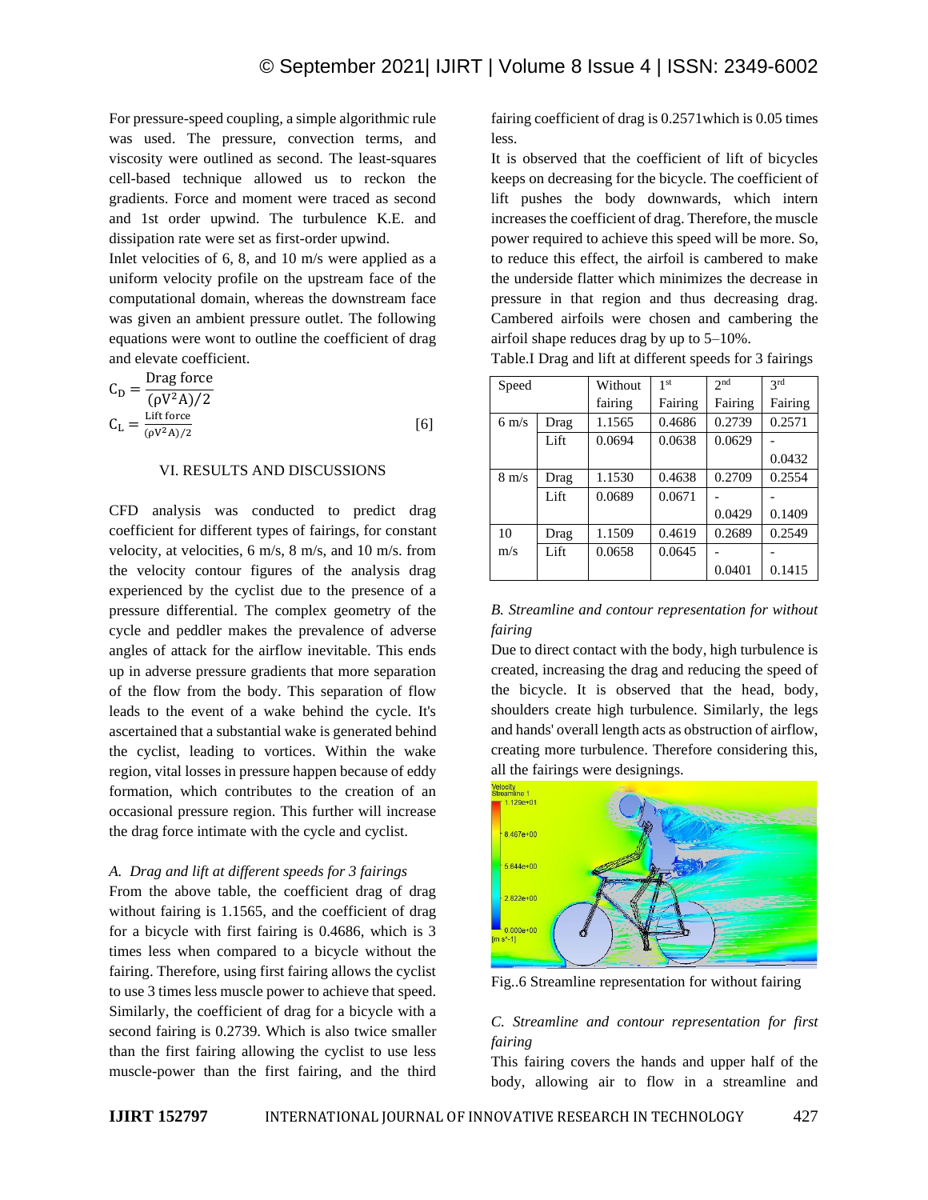For pressure-speed coupling, a simple algorithmic rule was used. The pressure, convection terms, and viscosity were outlined as second. The least-squares cell-based technique allowed us to reckon the gradients. Force and moment were traced as second and 1st order upwind. The turbulence K.E. and dissipation rate were set as first-order upwind.

Inlet velocities of 6, 8, and 10 m/s were applied as a uniform velocity profile on the upstream face of the computational domain, whereas the downstream face was given an ambient pressure outlet. The following equations were wont to outline the coefficient of drag and elevate coefficient.

$$C_D = \frac{\text{Drag force}}{(\rho V^2 A)/2}$$

$$C_L = \frac{\text{Lift force}}{(\rho V^2 A)/2} \quad [6]$$

## VI. RESULTS AND DISCUSSIONS

CFD analysis was conducted to predict drag coefficient for different types of fairings, for constant velocity, at velocities, 6 m/s, 8 m/s, and 10 m/s. from the velocity contour figures of the analysis drag experienced by the cyclist due to the presence of a pressure differential. The complex geometry of the cycle and peddler makes the prevalence of adverse angles of attack for the airflow inevitable. This ends up in adverse pressure gradients that more separation of the flow from the body. This separation of flow leads to the event of a wake behind the cycle. It's ascertained that a substantial wake is generated behind the cyclist, leading to vortices. Within the wake region, vital losses in pressure happen because of eddy formation, which contributes to the creation of an occasional pressure region. This further will increase the drag force intimate with the cycle and cyclist.

### *A. Drag and lift at different speeds for 3 fairings*

From the above table, the coefficient drag of drag without fairing is 1.1565, and the coefficient of drag for a bicycle with first fairing is 0.4686, which is 3 times less when compared to a bicycle without the fairing. Therefore, using first fairing allows the cyclist to use 3 times less muscle power to achieve that speed. Similarly, the coefficient of drag for a bicycle with a second fairing is 0.2739. Which is also twice smaller than the first fairing allowing the cyclist to use less muscle-power than the first fairing, and the third fairing coefficient of drag is 0.2571which is 0.05 times less.

It is observed that the coefficient of lift of bicycles keeps on decreasing for the bicycle. The coefficient of lift pushes the body downwards, which intern increases the coefficient of drag. Therefore, the muscle power required to achieve this speed will be more. So, to reduce this effect, the airfoil is cambered to make the underside flatter which minimizes the decrease in pressure in that region and thus decreasing drag. Cambered airfoils were chosen and cambering the airfoil shape reduces drag by up to 5–10%.

Table.I Drag and lift at different speeds for 3 fairings

| Speed | | Without fairing | 1st Fairing | 2nd Fairing | 3rd Fairing |
|---|---|---|---|---|---|
| 6 m/s | Drag | 1.1565 | 0.4686 | 0.2739 | 0.2571 |
| | Lift | 0.0694 | 0.0638 | 0.0629 | -0.0432 |
| 8 m/s | Drag | 1.1530 | 0.4638 | 0.2709 | 0.2554 |
| | Lift | 0.0689 | 0.0671 | -0.0429 | -0.1409 |
| 10 m/s | Drag | 1.1509 | 0.4619 | 0.2689 | 0.2549 |
| | Lift | 0.0658 | 0.0645 | -0.0401 | -0.1415 |

### *B. Streamline and contour representation for without fairing*

Due to direct contact with the body, high turbulence is created, increasing the drag and reducing the speed of the bicycle. It is observed that the head, body, shoulders create high turbulence. Similarly, the legs and hands' overall length acts as obstruction of airflow, creating more turbulence. Therefore considering this, all the fairings were designings.

Fig..6 Streamline representation for without fairing

### *C. Streamline and contour representation for first fairing*

This fairing covers the hands and upper half of the body, allowing air to flow in a streamline and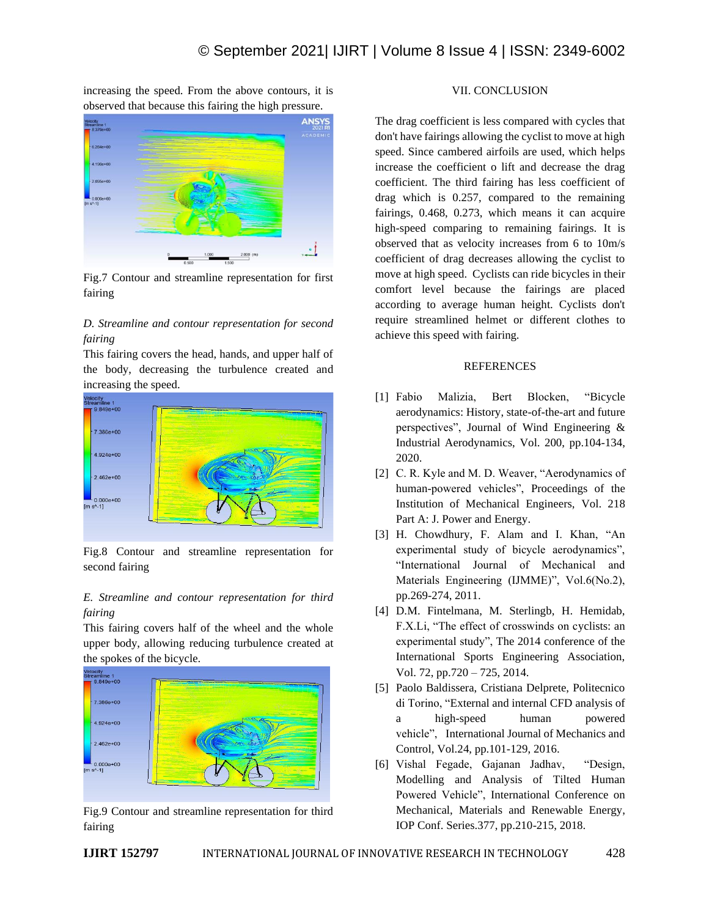increasing the speed. From the above contours, it is observed that because this fairing the high pressure.

Fig.7 Contour and streamline representation for first fairing

*D. Streamline and contour representation for second fairing*

This fairing covers the head, hands, and upper half of the body, decreasing the turbulence created and increasing the speed.

Fig.8 Contour and streamline representation for second fairing

*E. Streamline and contour representation for third fairing*

This fairing covers half of the wheel and the whole upper body, allowing reducing turbulence created at the spokes of the bicycle.

Fig.9 Contour and streamline representation for third fairing

## VII. CONCLUSION

The drag coefficient is less compared with cycles that don't have fairings allowing the cyclist to move at high speed. Since cambered airfoils are used, which helps increase the coefficient o lift and decrease the drag coefficient. The third fairing has less coefficient of drag which is 0.257, compared to the remaining fairings, 0.468, 0.273, which means it can acquire high-speed comparing to remaining fairings. It is observed that as velocity increases from 6 to 10m/s coefficient of drag decreases allowing the cyclist to move at high speed. Cyclists can ride bicycles in their comfort level because the fairings are placed according to average human height. Cyclists don't require streamlined helmet or different clothes to achieve this speed with fairing.

## REFERENCES

[1] Fabio Malizia, Bert Blocken, "Bicycle aerodynamics: History, state-of-the-art and future perspectives", Journal of Wind Engineering & Industrial Aerodynamics, Vol. 200, pp.104-134, 2020.

[2] C. R. Kyle and M. D. Weaver, "Aerodynamics of human-powered vehicles", Proceedings of the Institution of Mechanical Engineers, Vol. 218 Part A: J. Power and Energy.

[3] H. Chowdhury, F. Alam and I. Khan, "An experimental study of bicycle aerodynamics", "International Journal of Mechanical and Materials Engineering (IJMME)", Vol.6(No.2), pp.269-274, 2011.

[4] D.M. Fintelmana, M. Sterlingb, H. Hemidab, F.X.Li, "The effect of crosswinds on cyclists: an experimental study", The 2014 conference of the International Sports Engineering Association, Vol. 72, pp.720 – 725, 2014.

[5] Paolo Baldissera, Cristiana Delprete, Politecnico di Torino, "External and internal CFD analysis of a high-speed human powered vehicle", International Journal of Mechanics and Control, Vol.24, pp.101-129, 2016.

[6] Vishal Fegade, Gajanan Jadhav, "Design, Modelling and Analysis of Tilted Human Powered Vehicle", International Conference on Mechanical, Materials and Renewable Energy, IOP Conf. Series.377, pp.210-215, 2018.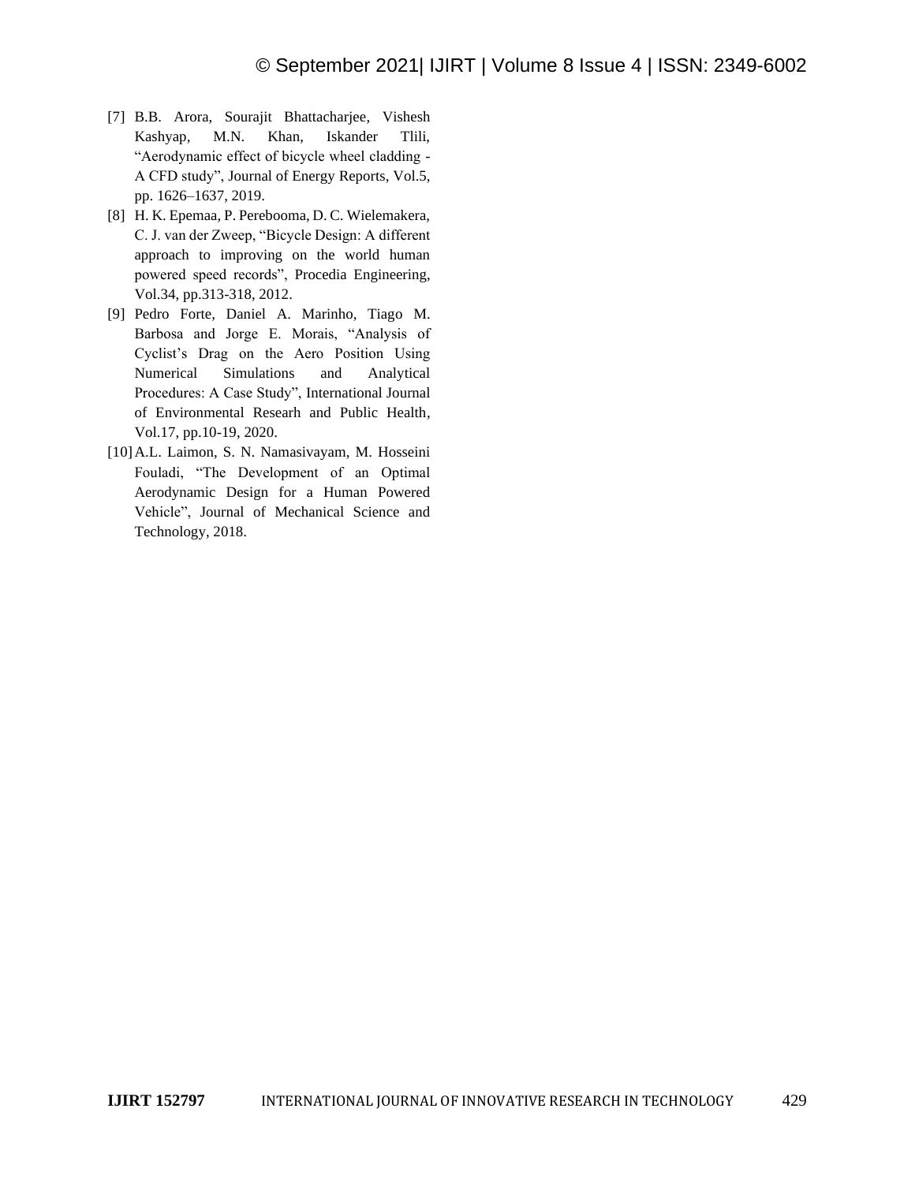[7] B.B. Arora, Sourajit Bhattacharjee, Vishesh Kashyap, M.N. Khan, Iskander Tlili, "Aerodynamic effect of bicycle wheel cladding - A CFD study", Journal of Energy Reports, Vol.5, pp. 1626–1637, 2019.

[8] H. K. Epemaa, P. Perebooma, D. C. Wielemakera, C. J. van der Zweep, "Bicycle Design: A different approach to improving on the world human powered speed records", Procedia Engineering, Vol.34, pp.313-318, 2012.

[9] Pedro Forte, Daniel A. Marinho, Tiago M. Barbosa and Jorge E. Morais, "Analysis of Cyclist's Drag on the Aero Position Using Numerical Simulations and Analytical Procedures: A Case Study", International Journal of Environmental Researh and Public Health, Vol.17, pp.10-19, 2020.

[10] A.L. Laimon, S. N. Namasivayam, M. Hosseini Fouladi, "The Development of an Optimal Aerodynamic Design for a Human Powered Vehicle", Journal of Mechanical Science and Technology, 2018.